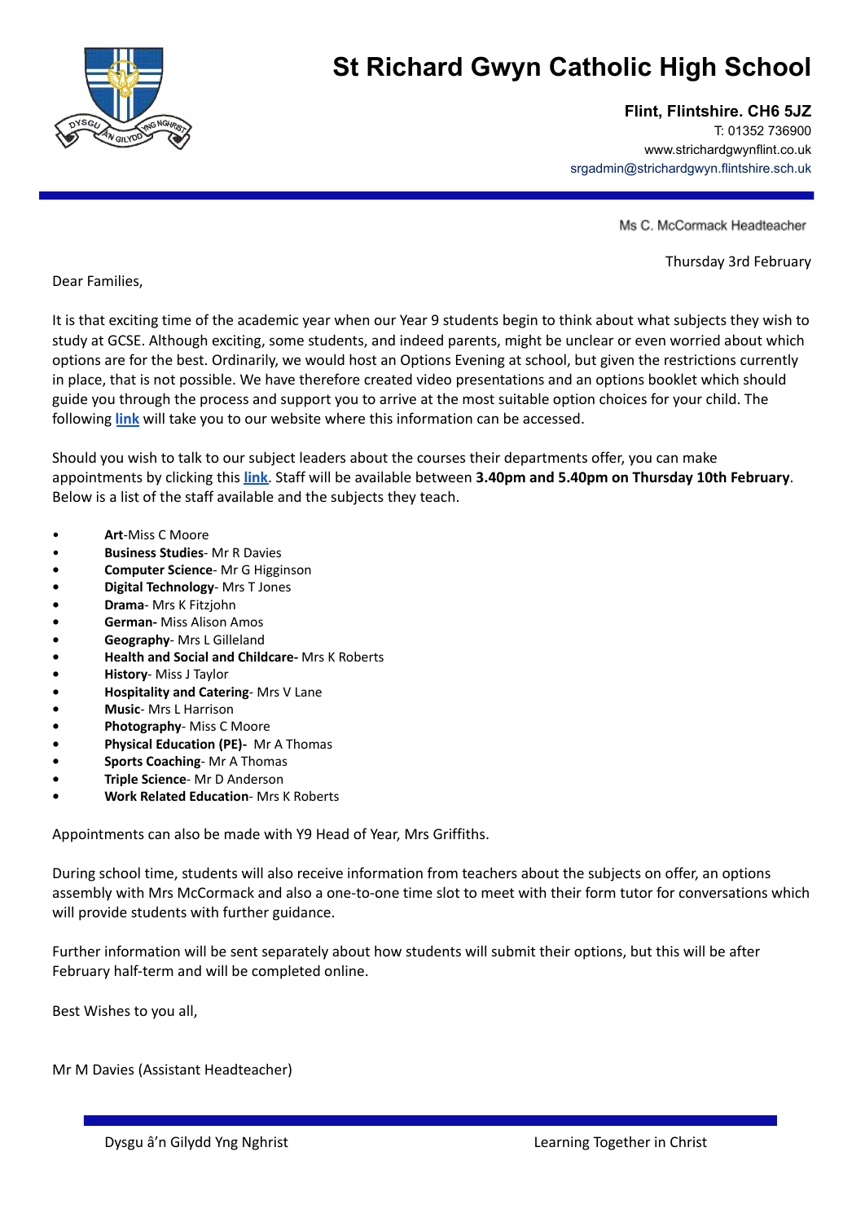# St Richard Gwyn Catholic High School

**Flint, Flintshire. CH6 5JZ**
T: 01352 736900
www.strichardgwynflint.co.uk
srgadmin@strichardgwyn.flintshire.sch.uk

Ms C. McCormack Headteacher

Thursday 3rd February

Dear Families,

It is that exciting time of the academic year when our Year 9 students begin to think about what subjects they wish to study at GCSE. Although exciting, some students, and indeed parents, might be unclear or even worried about which options are for the best. Ordinarily, we would host an Options Evening at school, but given the restrictions currently in place, that is not possible. We have therefore created video presentations and an options booklet which should guide you through the process and support you to arrive at the most suitable option choices for your child. The following **link** will take you to our website where this information can be accessed.

Should you wish to talk to our subject leaders about the courses their departments offer, you can make appointments by clicking this **link**. Staff will be available between **3.40pm and 5.40pm on Thursday 10th February**. Below is a list of the staff available and the subjects they teach.

- **Art**-Miss C Moore
- **Business Studies**- Mr R Davies
- **Computer Science**- Mr G Higginson
- **Digital Technology**- Mrs T Jones
- **Drama**- Mrs K Fitzjohn
- **German-** Miss Alison Amos
- **Geography**- Mrs L Gilleland
- **Health and Social and Childcare-** Mrs K Roberts
- **History**- Miss J Taylor
- **Hospitality and Catering**- Mrs V Lane
- **Music**- Mrs L Harrison
- **Photography**- Miss C Moore
- **Physical Education (PE)-** Mr A Thomas
- **Sports Coaching**- Mr A Thomas
- **Triple Science**- Mr D Anderson
- **Work Related Education**- Mrs K Roberts

Appointments can also be made with Y9 Head of Year, Mrs Griffiths.

During school time, students will also receive information from teachers about the subjects on offer, an options assembly with Mrs McCormack and also a one-to-one time slot to meet with their form tutor for conversations which will provide students with further guidance.

Further information will be sent separately about how students will submit their options, but this will be after February half-term and will be completed online.

Best Wishes to you all,

Mr M Davies (Assistant Headteacher)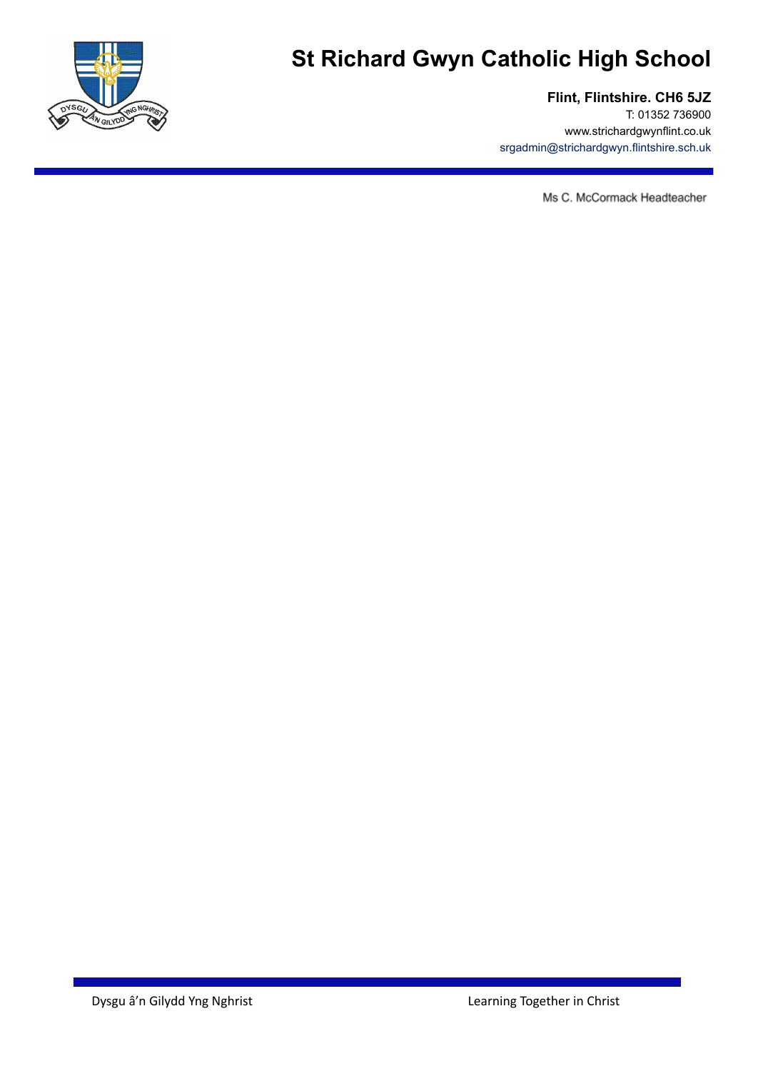# St Richard Gwyn Catholic High School

**Flint, Flintshire. CH6 5JZ**

T: 01352 736900

www.strichardgwynflint.co.uk

srgadmin@strichardgwyn.flintshire.sch.uk

Ms C. McCormack Headteacher